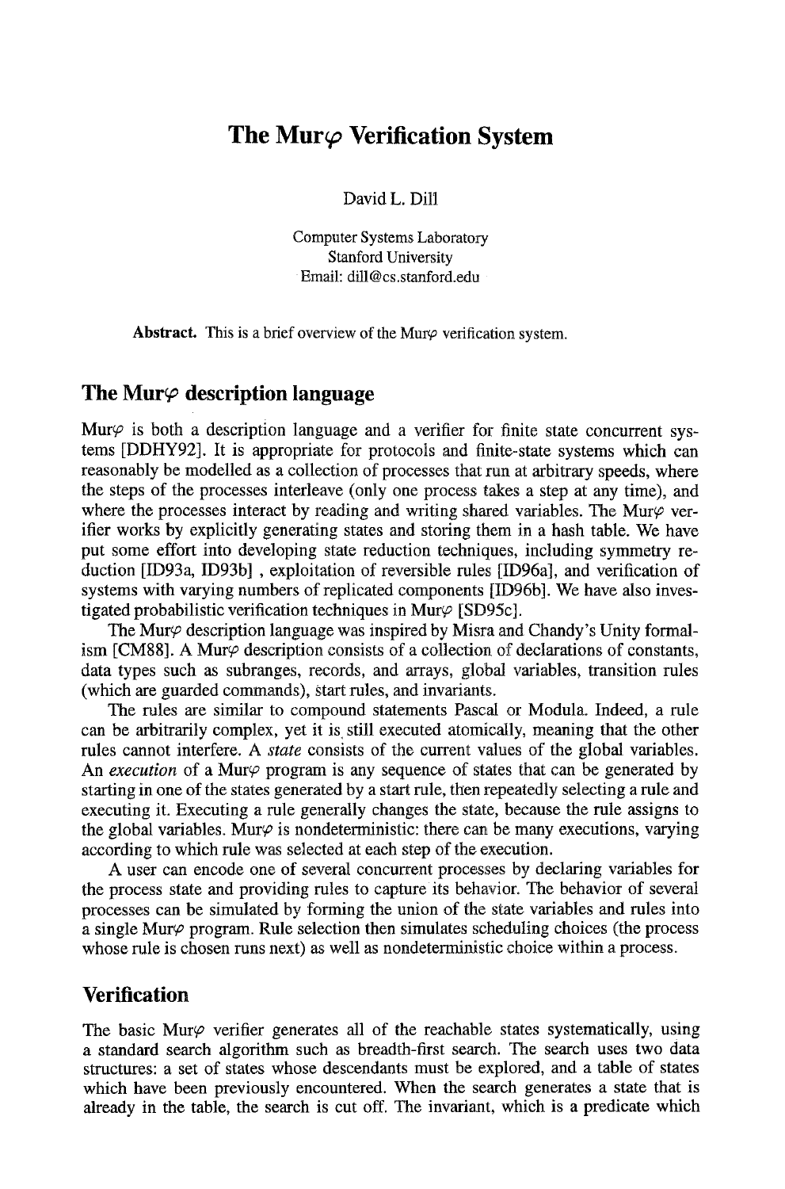# The Mur$\varphi$ Verification System

David L. Dill

Computer Systems Laboratory
Stanford University
Email: dill@cs.stanford.edu

**Abstract.** This is a brief overview of the Mur$\varphi$ verification system.

## The Mur$\varphi$ description language

Mur$\varphi$ is both a description language and a verifier for finite state concurrent systems [DDHY92]. It is appropriate for protocols and finite-state systems which can reasonably be modelled as a collection of processes that run at arbitrary speeds, where the steps of the processes interleave (only one process takes a step at any time), and where the processes interact by reading and writing shared variables. The Mur$\varphi$ verifier works by explicitly generating states and storing them in a hash table. We have put some effort into developing state reduction techniques, including symmetry reduction [ID93a, ID93b] , exploitation of reversible rules [ID96a], and verification of systems with varying numbers of replicated components [ID96b]. We have also investigated probabilistic verification techniques in Mur$\varphi$ [SD95c].

The Mur$\varphi$ description language was inspired by Misra and Chandy's Unity formalism [CM88]. A Mur$\varphi$ description consists of a collection of declarations of constants, data types such as subranges, records, and arrays, global variables, transition rules (which are guarded commands), start rules, and invariants.

The rules are similar to compound statements Pascal or Modula. Indeed, a rule can be arbitrarily complex, yet it is still executed atomically, meaning that the other rules cannot interfere. A *state* consists of the current values of the global variables. An *execution* of a Mur$\varphi$ program is any sequence of states that can be generated by starting in one of the states generated by a start rule, then repeatedly selecting a rule and executing it. Executing a rule generally changes the state, because the rule assigns to the global variables. Mur$\varphi$ is nondeterministic: there can be many executions, varying according to which rule was selected at each step of the execution.

A user can encode one of several concurrent processes by declaring variables for the process state and providing rules to capture its behavior. The behavior of several processes can be simulated by forming the union of the state variables and rules into a single Mur$\varphi$ program. Rule selection then simulates scheduling choices (the process whose rule is chosen runs next) as well as nondeterministic choice within a process.

## Verification

The basic Mur$\varphi$ verifier generates all of the reachable states systematically, using a standard search algorithm such as breadth-first search. The search uses two data structures: a set of states whose descendants must be explored, and a table of states which have been previously encountered. When the search generates a state that is already in the table, the search is cut off. The invariant, which is a predicate which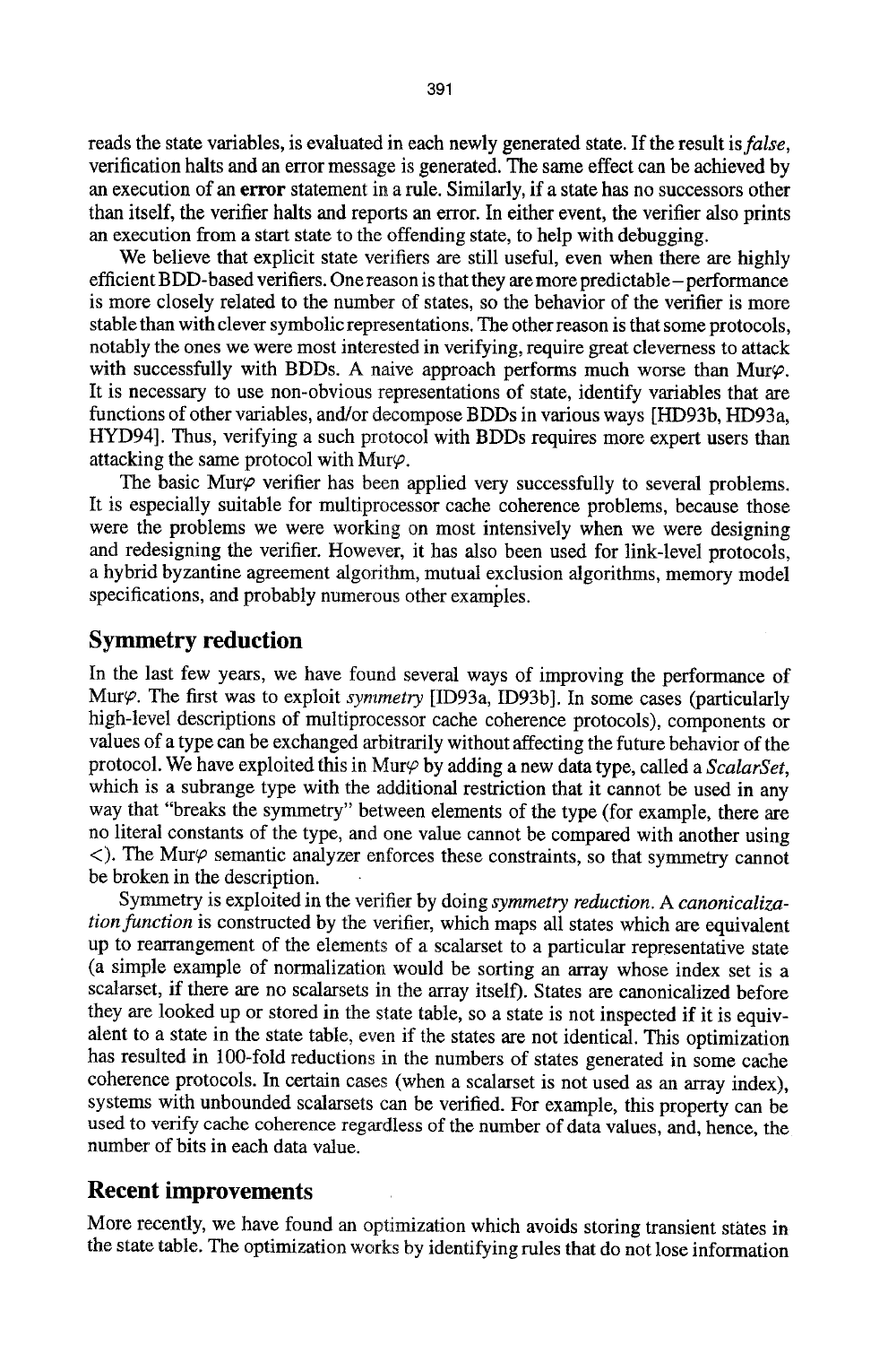reads the state variables, is evaluated in each newly generated state. If the result is *false*, verification halts and an error message is generated. The same effect can be achieved by an execution of an **error** statement in a rule. Similarly, if a state has no successors other than itself, the verifier halts and reports an error. In either event, the verifier also prints an execution from a start state to the offending state, to help with debugging.

We believe that explicit state verifiers are still useful, even when there are highly efficient BDD-based verifiers. One reason is that they are more predictable – performance is more closely related to the number of states, so the behavior of the verifier is more stable than with clever symbolic representations. The other reason is that some protocols, notably the ones we were most interested in verifying, require great cleverness to attack with successfully with BDDs. A naive approach performs much worse than Mur$\varphi$. It is necessary to use non-obvious representations of state, identify variables that are functions of other variables, and/or decompose BDDs in various ways [HD93b, HD93a, HYD94]. Thus, verifying a such protocol with BDDs requires more expert users than attacking the same protocol with Mur$\varphi$.

The basic Mur$\varphi$ verifier has been applied very successfully to several problems. It is especially suitable for multiprocessor cache coherence problems, because those were the problems we were working on most intensively when we were designing and redesigning the verifier. However, it has also been used for link-level protocols, a hybrid byzantine agreement algorithm, mutual exclusion algorithms, memory model specifications, and probably numerous other examples.

## Symmetry reduction

In the last few years, we have found several ways of improving the performance of Mur$\varphi$. The first was to exploit *symmetry* [ID93a, ID93b]. In some cases (particularly high-level descriptions of multiprocessor cache coherence protocols), components or values of a type can be exchanged arbitrarily without affecting the future behavior of the protocol. We have exploited this in Mur$\varphi$ by adding a new data type, called a *ScalarSet*, which is a subrange type with the additional restriction that it cannot be used in any way that "breaks the symmetry" between elements of the type (for example, there are no literal constants of the type, and one value cannot be compared with another using <). The Mur$\varphi$ semantic analyzer enforces these constraints, so that symmetry cannot be broken in the description.

Symmetry is exploited in the verifier by doing *symmetry reduction*. A *canonicalization function* is constructed by the verifier, which maps all states which are equivalent up to rearrangement of the elements of a scalarset to a particular representative state (a simple example of normalization would be sorting an array whose index set is a scalarset, if there are no scalarsets in the array itself). States are canonicalized before they are looked up or stored in the state table, so a state is not inspected if it is equivalent to a state in the state table, even if the states are not identical. This optimization has resulted in 100-fold reductions in the numbers of states generated in some cache coherence protocols. In certain cases (when a scalarset is not used as an array index), systems with unbounded scalarsets can be verified. For example, this property can be used to verify cache coherence regardless of the number of data values, and, hence, the number of bits in each data value.

## Recent improvements

More recently, we have found an optimization which avoids storing transient states in the state table. The optimization works by identifying rules that do not lose information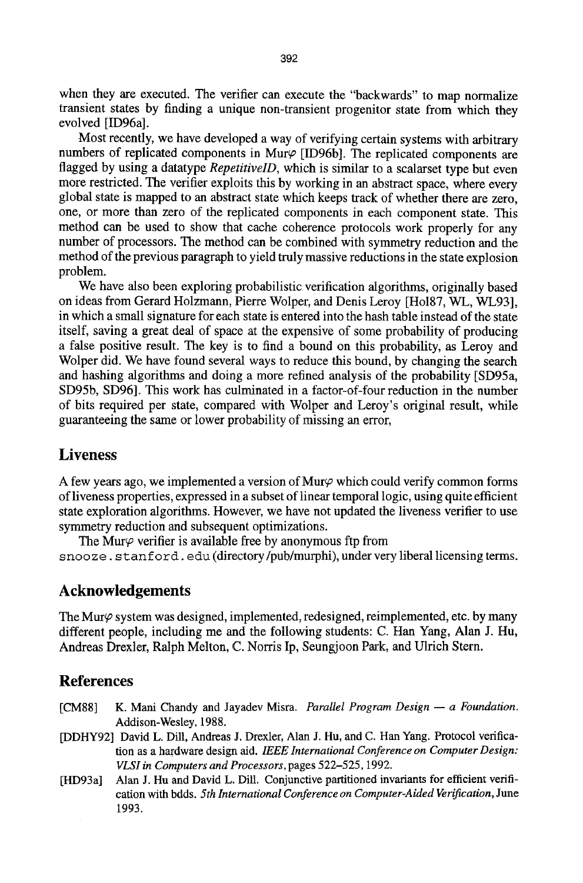when they are executed. The verifier can execute the "backwards" to map normalize transient states by finding a unique non-transient progenitor state from which they evolved [ID96a].

Most recently, we have developed a way of verifying certain systems with arbitrary numbers of replicated components in Mur$\varphi$ [ID96b]. The replicated components are flagged by using a datatype *RepetitiveID*, which is similar to a scalarset type but even more restricted. The verifier exploits this by working in an abstract space, where every global state is mapped to an abstract state which keeps track of whether there are zero, one, or more than zero of the replicated components in each component state. This method can be used to show that cache coherence protocols work properly for any number of processors. The method can be combined with symmetry reduction and the method of the previous paragraph to yield truly massive reductions in the state explosion problem.

We have also been exploring probabilistic verification algorithms, originally based on ideas from Gerard Holzmann, Pierre Wolper, and Denis Leroy [Hol87, WL, WL93], in which a small signature for each state is entered into the hash table instead of the state itself, saving a great deal of space at the expensive of some probability of producing a false positive result. The key is to find a bound on this probability, as Leroy and Wolper did. We have found several ways to reduce this bound, by changing the search and hashing algorithms and doing a more refined analysis of the probability [SD95a, SD95b, SD96]. This work has culminated in a factor-of-four reduction in the number of bits required per state, compared with Wolper and Leroy's original result, while guaranteeing the same or lower probability of missing an error,

## Liveness

A few years ago, we implemented a version of Mur$\varphi$ which could verify common forms of liveness properties, expressed in a subset of linear temporal logic, using quite efficient state exploration algorithms. However, we have not updated the liveness verifier to use symmetry reduction and subsequent optimizations.

The Mur$\varphi$ verifier is available free by anonymous ftp from `snooze.stanford.edu` (directory /pub/murphi), under very liberal licensing terms.

## Acknowledgements

The Mur$\varphi$ system was designed, implemented, redesigned, reimplemented, etc. by many different people, including me and the following students: C. Han Yang, Alan J. Hu, Andreas Drexler, Ralph Melton, C. Norris Ip, Seungjoon Park, and Ulrich Stern.

## References

[CM88] K. Mani Chandy and Jayadev Misra. *Parallel Program Design — a Foundation.* Addison-Wesley, 1988.

[DDHY92] David L. Dill, Andreas J. Drexler, Alan J. Hu, and C. Han Yang. Protocol verification as a hardware design aid. *IEEE International Conference on Computer Design: VLSI in Computers and Processors*, pages 522–525, 1992.

[HD93a] Alan J. Hu and David L. Dill. Conjunctive partitioned invariants for efficient verification with bdds. *5th International Conference on Computer-Aided Verification*, June 1993.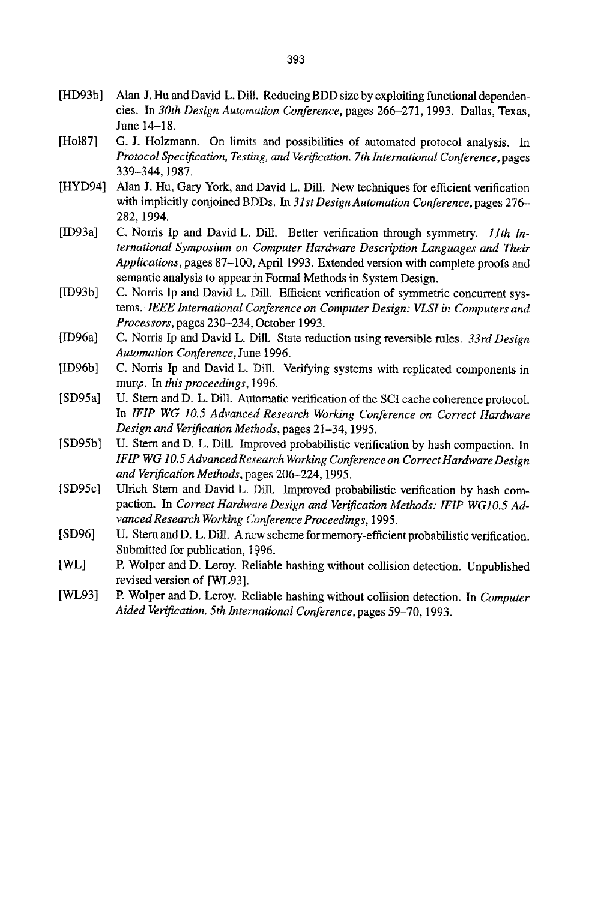[HD93b] Alan J. Hu and David L. Dill. Reducing BDD size by exploiting functional dependencies. In *30th Design Automation Conference*, pages 266–271, 1993. Dallas, Texas, June 14–18.

[Hol87] G. J. Holzmann. On limits and possibilities of automated protocol analysis. In *Protocol Specification, Testing, and Verification. 7th International Conference*, pages 339–344, 1987.

[HYD94] Alan J. Hu, Gary York, and David L. Dill. New techniques for efficient verification with implicitly conjoined BDDs. In *31st Design Automation Conference*, pages 276–282, 1994.

[ID93a] C. Norris Ip and David L. Dill. Better verification through symmetry. *11th International Symposium on Computer Hardware Description Languages and Their Applications*, pages 87–100, April 1993. Extended version with complete proofs and semantic analysis to appear in Formal Methods in System Design.

[ID93b] C. Norris Ip and David L. Dill. Efficient verification of symmetric concurrent systems. *IEEE International Conference on Computer Design: VLSI in Computers and Processors*, pages 230–234, October 1993.

[ID96a] C. Norris Ip and David L. Dill. State reduction using reversible rules. *33rd Design Automation Conference*, June 1996.

[ID96b] C. Norris Ip and David L. Dill. Verifying systems with replicated components in mur$\varphi$. In *this proceedings*, 1996.

[SD95a] U. Stern and D. L. Dill. Automatic verification of the SCI cache coherence protocol. In *IFIP WG 10.5 Advanced Research Working Conference on Correct Hardware Design and Verification Methods*, pages 21–34, 1995.

[SD95b] U. Stern and D. L. Dill. Improved probabilistic verification by hash compaction. In *IFIP WG 10.5 Advanced Research Working Conference on Correct Hardware Design and Verification Methods*, pages 206–224, 1995.

[SD95c] Ulrich Stern and David L. Dill. Improved probabilistic verification by hash compaction. In *Correct Hardware Design and Verification Methods: IFIP WG10.5 Advanced Research Working Conference Proceedings*, 1995.

[SD96] U. Stern and D. L. Dill. A new scheme for memory-efficient probabilistic verification. Submitted for publication, 1996.

[WL] P. Wolper and D. Leroy. Reliable hashing without collision detection. Unpublished revised version of [WL93].

[WL93] P. Wolper and D. Leroy. Reliable hashing without collision detection. In *Computer Aided Verification. 5th International Conference*, pages 59–70, 1993.